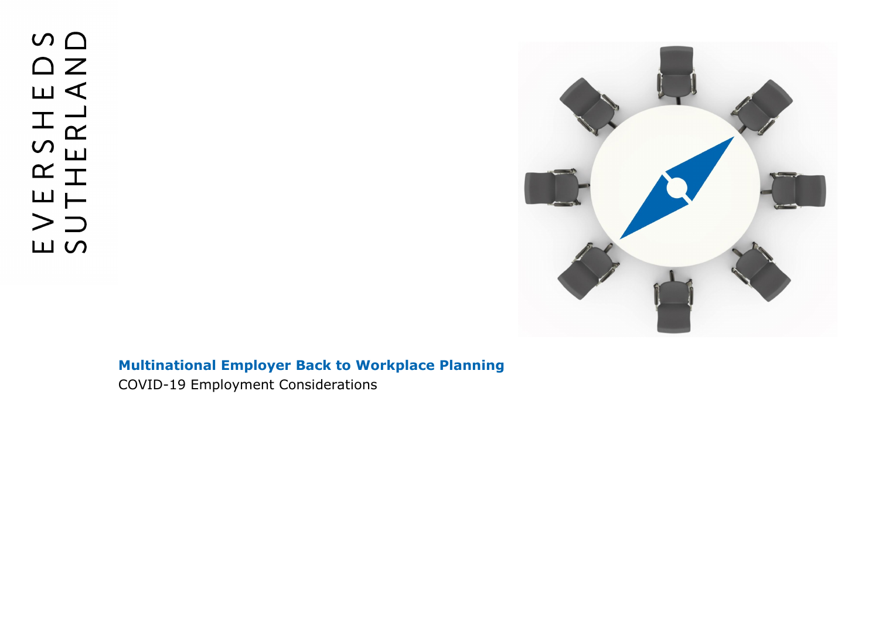EVERSHEDS SUTHERLAND

**Multinational Employer Back to Workplace Planning**

COVID-19 Employment Considerations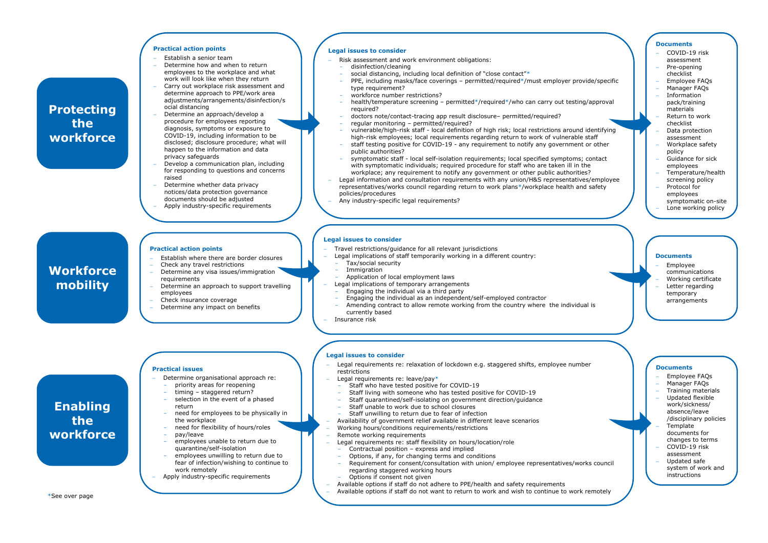## Protecting the workforce

### Practical action points

- Establish a senior team
- Determine how and when to return employees to the workplace and what work will look like when they return
- Carry out workplace risk assessment and determine approach to PPE/work area adjustments/arrangements/disinfection/social distancing
- Determine an approach/develop a procedure for employees reporting diagnosis, symptoms or exposure to COVID-19, including information to be disclosed; disclosure procedure; what will happen to the information and data privacy safeguards
- Develop a communication plan, including for responding to questions and concerns raised
- Determine whether data privacy notices/data protection governance documents should be adjusted
- Apply industry-specific requirements

### Legal issues to consider

- Risk assessment and work environment obligations:
  - disinfection/cleaning
  - social distancing, including local definition of "close contact"*
  - PPE, including masks/face coverings – permitted/required*/must employer provide/specific type requirement?
  - workforce number restrictions?
  - health/temperature screening – permitted*/required*/who can carry out testing/approval required?
  - doctors note/contact-tracing app result disclosure– permitted/required?
  - regular monitoring – permitted/required?
  - vulnerable/high-risk staff - local definition of high risk; local restrictions around identifying high-risk employees; local requirements regarding return to work of vulnerable staff
  - staff testing positive for COVID-19 - any requirement to notify any government or other public authorities?
  - symptomatic staff - local self-isolation requirements; local specified symptoms; contact with symptomatic individuals; required procedure for staff who are taken ill in the workplace; any requirement to notify any government or other public authorities?
- Legal information and consultation requirements with any union/H&S representatives/employee representatives/works council regarding return to work plans*/workplace health and safety policies/procedures
- Any industry-specific legal requirements?

### Documents

- COVID-19 risk assessment
- Pre-opening checklist
- Employee FAQs
- Manager FAQs
- Information pack/training materials
- Return to work checklist
- Data protection assessment
- Workplace safety policy
- Guidance for sick employees
- Temperature/health screening policy
- Protocol for employees symptomatic on-site
- Lone working policy

## Workforce mobility

### Practical action points

- Establish where there are border closures
- Check any travel restrictions
- Determine any visa issues/immigration requirements
- Determine an approach to support travelling employees
- Check insurance coverage
- Determine any impact on benefits

### Legal issues to consider

- Travel restrictions/guidance for all relevant jurisdictions
- Legal implications of staff temporarily working in a different country:
  - Tax/social security
  - Immigration
  - Application of local employment laws
- Legal implications of temporary arrangements
  - Engaging the individual via a third party
  - Engaging the individual as an independent/self-employed contractor
  - Amending contract to allow remote working from the country where the individual is currently based
- Insurance risk

### Documents

- Employee communications
- Working certificate
- Letter regarding temporary arrangements

## Enabling the workforce

### Practical issues

- Determine organisational approach re:
  - priority areas for reopening
  - timing – staggered return?
  - selection in the event of a phased return
  - need for employees to be physically in the workplace
  - need for flexibility of hours/roles
  - pay/leave
  - employees unable to return due to quarantine/self-isolation
  - employees unwilling to return due to fear of infection/wishing to continue to work remotely
- Apply industry-specific requirements

### Legal issues to consider

- Legal requirements re: relaxation of lockdown e.g. staggered shifts, employee number restrictions
- Legal requirements re: leave/pay*
  - Staff who have tested positive for COVID-19
  - Staff living with someone who has tested positive for COVID-19
  - Staff quarantined/self-isolating on government direction/guidance
  - Staff unable to work due to school closures
  - Staff unwilling to return due to fear of infection
- Availability of government relief available in different leave scenarios
- Working hours/conditions requirements/restrictions
- Remote working requirements
- Legal requirements re: staff flexibility on hours/location/role
  - Contractual position – express and implied
  - Options, if any, for changing terms and conditions
  - Requirement for consent/consultation with union/ employee representatives/works council regarding staggered working hours
  - Options if consent not given
- Available options if staff do not adhere to PPE/health and safety requirements
- Available options if staff do not want to return to work and wish to continue to work remotely

### Documents

- Employee FAQs
- Manager FAQs
- Training materials
- Updated flexible work/sickness/absence/leave/disciplinary policies
- Template documents for changes to terms
- COVID-19 risk assessment
- Updated safe system of work and instructions

*See over page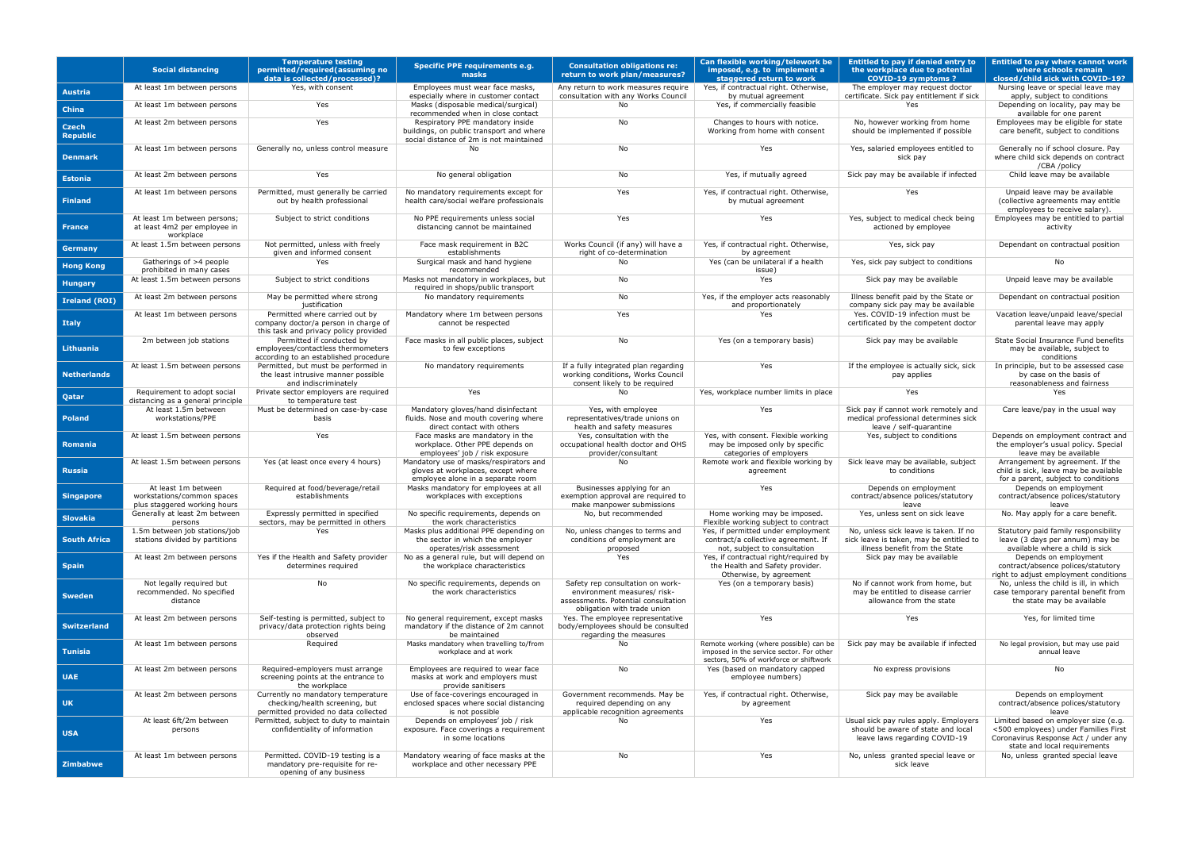| | Social distancing | Temperature testing permitted/required(assuming no data is collected/processed)? | Specific PPE requirements e.g. masks | Consultation obligations re: return to work plan/measures? | Can flexible working/telework be imposed, e.g. to implement a staggered return to work | Entitled to pay if denied entry to the workplace due to potential COVID-19 symptoms ? | Entitled to pay where cannot work where schools remain closed/child sick with COVID-19? |
|---|---|---|---|---|---|---|---|
| **Austria** | At least 1m between persons | Yes, with consent | Employees must wear face masks, especially where in customer contact | Any return to work measures require consultation with any Works Council | Yes, if contractual right. Otherwise, by mutual agreement | The employer may request doctor certificate. Sick pay entitlement if sick | Nursing leave or special leave may apply, subject to conditions |
| **China** | At least 1m between persons | Yes | Masks (disposable medical/surgical) recommended when in close contact | No | Yes, if commercially feasible | Yes | Depending on locality, pay may be available for one parent |
| **Czech Republic** | At least 2m between persons | Yes | Respiratory PPE mandatory inside buildings, on public transport and where social distance of 2m is not maintained | No | Changes to hours with notice. Working from home with consent | No, however working from home should be implemented if possible | Employees may be eligible for state care benefit, subject to conditions |
| **Denmark** | At least 1m between persons | Generally no, unless control measure | No | No | Yes | Yes, salaried employees entitled to sick pay | Generally no if school closure. Pay where child sick depends on contract /CBA /policy |
| **Estonia** | At least 2m between persons | Yes | No general obligation | No | Yes, if mutually agreed | Sick pay may be available if infected | Child leave may be available |
| **Finland** | At least 1m between persons | Permitted, must generally be carried out by health professional | No mandatory requirements except for health care/social welfare professionals | Yes | Yes, if contractual right. Otherwise, by mutual agreement | Yes | Unpaid leave may be available (collective agreements may entitle employees to receive salary). |
| **France** | At least 1m between persons; at least 4m2 per employee in workplace | Subject to strict conditions | No PPE requirements unless social distancing cannot be maintained | Yes | Yes | Yes, subject to medical check being actioned by employee | Employees may be entitled to partial activity |
| **Germany** | At least 1.5m between persons | Not permitted, unless with freely given and informed consent | Face mask requirement in B2C establishments | Works Council (if any) will have a right of co-determination | Yes, if contractual right. Otherwise, by agreement | Yes, sick pay | Dependant on contractual position |
| **Hong Kong** | Gatherings of >4 people prohibited in many cases | Yes | Surgical mask and hand hygiene recommended | No | Yes (can be unilateral if a health issue) | Yes, sick pay subject to conditions | No |
| **Hungary** | At least 1.5m between persons | Subject to strict conditions | Masks not mandatory in workplaces, but required in shops/public transport | No | Yes | Sick pay may be available | Unpaid leave may be available |
| **Ireland (ROI)** | At least 2m between persons | May be permitted where strong justification | No mandatory requirements | No | Yes, if the employer acts reasonably and proportionately | Illness benefit paid by the State or company sick pay may be available | Dependant on contractual position |
| **Italy** | At least 1m between persons | Permitted where carried out by company doctor/a person in charge of this task and privacy policy provided | Mandatory where 1m between persons cannot be respected | Yes | Yes | Yes. COVID-19 infection must be certificated by the competent doctor | Vacation leave/unpaid leave/special parental leave may apply |
| **Lithuania** | 2m between job stations | Permitted if conducted by employees/contactless thermometers according to an established procedure | Face masks in all public places, subject to few exceptions | No | Yes (on a temporary basis) | Sick pay may be available | State Social Insurance Fund benefits may be available, subject to conditions |
| **Netherlands** | At least 1.5m between persons | Permitted, but must be performed in the least intrusive manner possible and indiscriminately | No mandatory requirements | If a fully integrated plan regarding working conditions, Works Council consent likely to be required | Yes | If the employee is actually sick, sick pay applies | In principle, but to be assessed case by case on the basis of reasonableness and fairness |
| **Qatar** | Requirement to adopt social distancing as a general principle | Private sector employers are required to temperature test | Yes | No | Yes, workplace number limits in place | Yes | Yes |
| **Poland** | At least 1.5m between workstations/PPE | Must be determined on case-by-case basis | Mandatory gloves/hand disinfectant fluids. Nose and mouth covering where direct contact with others | Yes, with employee representatives/trade unions on health and safety measures | Yes | Sick pay if cannot work remotely and medical professional determines sick leave / self-quarantine | Care leave/pay in the usual way |
| **Romania** | At least 1.5m between persons | Yes | Face masks are mandatory in the workplace. Other PPE depends on employees' job / risk exposure | Yes, consultation with the occupational health doctor and OHS provider/consultant | Yes, with consent. Flexible working may be imposed only by specific categories of employers | Yes, subject to conditions | Depends on employment contract and the employer's usual policy. Special leave may be available |
| **Russia** | At least 1.5m between persons | Yes (at least once every 4 hours) | Mandatory use of masks/respirators and gloves at workplaces, except where employee alone in a separate room | No | Remote work and flexible working by agreement | Sick leave may be available, subject to conditions | Arrangement by agreement. If the child is sick, leave may be available for a parent, subject to conditions |
| **Singapore** | At least 1m between workstations/common spaces plus staggered working hours | Required at food/beverage/retail establishments | Masks mandatory for employees at all workplaces with exceptions | Businesses applying for an exemption approval are required to make manpower submissions | Yes | Depends on employment contract/absence polices/statutory leave | Depends on employment contract/absence polices/statutory leave |
| **Slovakia** | Generally at least 2m between persons | Expressly permitted in specified sectors, may be permitted in others | No specific requirements, depends on the work characteristics | No, but recommended | Home working may be imposed. Flexible working subject to contract | Yes, unless sent on sick leave | No. May apply for a care benefit. |
| **South Africa** | 1.5m between job stations/job stations divided by partitions | Yes | Masks plus additional PPE depending on the sector in which the employer operates/risk assessment | No, unless changes to terms and conditions of employment are proposed | Yes, if permitted under employment contract/a collective agreement. If not, subject to consultation | No, unless sick leave is taken. If no sick leave is taken, may be entitled to illness benefit from the State | Statutory paid family responsibility leave (3 days per annum) may be available where a child is sick |
| **Spain** | At least 2m between persons | Yes if the Health and Safety provider determines required | No as a general rule, but will depend on the workplace characteristics | Yes | Yes, if contractual right/required by the Health and Safety provider. Otherwise, by agreement | Sick pay may be available | Depends on employment contract/absence polices/statutory right to adjust employment conditions |
| **Sweden** | Not legally required but recommended. No specified distance | No | No specific requirements, depends on the work characteristics | Safety rep consultation on work-environment measures/ risk-assessments. Potential consultation obligation with trade union | Yes (on a temporary basis) | No if cannot work from home, but may be entitled to disease carrier allowance from the state | No, unless the child is ill, in which case temporary parental benefit from the state may be available |
| **Switzerland** | At least 2m between persons | Self-testing is permitted, subject to privacy/data protection rights being observed | No general requirement, except masks mandatory if the distance of 2m cannot be maintained | Yes. The employee representative body/employees should be consulted regarding the measures | Yes | Yes | Yes, for limited time |
| **Tunisia** | At least 1m between persons | Required | Masks mandatory when travelling to/from workplace and at work | No | Remote working (where possible) can be imposed in the service sector. For other sectors, 50% of workforce or shiftwork | Sick pay may be available if infected | No legal provision, but may use paid annual leave |
| **UAE** | At least 2m between persons | Required-employers must arrange screening points at the entrance to the workplace | Employees are required to wear face masks at work and employers must provide sanitisers | No | Yes (based on mandatory capped employee numbers) | No express provisions | No |
| **UK** | At least 2m between persons | Currently no mandatory temperature checking/health screening, but permitted provided no data collected | Use of face-coverings encouraged in enclosed spaces where social distancing is not possible | Government recommends. May be required depending on any applicable recognition agreements | Yes, if contractual right. Otherwise, by agreement | Sick pay may be available | Depends on employment contract/absence polices/statutory leave |
| **USA** | At least 6ft/2m between persons | Permitted, subject to duty to maintain confidentiality of information | Depends on employees' job / risk exposure. Face coverings a requirement in some locations | No | Yes | Usual sick pay rules apply. Employers should be aware of state and local leave laws regarding COVID-19 | Limited based on employer size (e.g. <500 employees) under Families First Coronavirus Response Act / under any state and local requirements |
| **Zimbabwe** | At least 1m between persons | Permitted. COVID-19 testing is a mandatory pre-requisite for re-opening of any business | Mandatory wearing of face masks at the workplace and other necessary PPE | No | Yes | No, unless granted special leave or sick leave | No, unless granted special leave |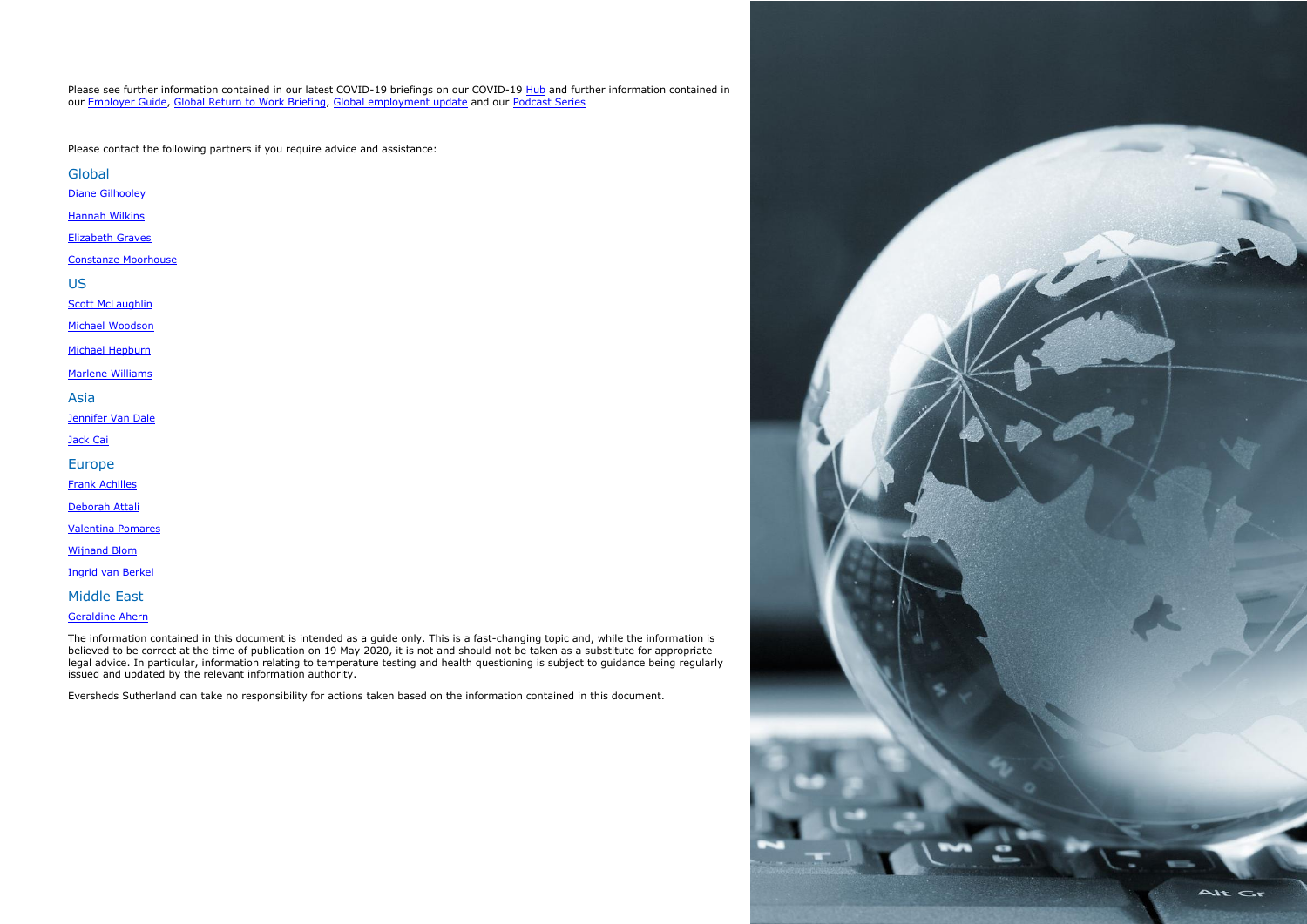Please see further information contained in our latest COVID-19 briefings on our COVID-19 Hub and further information contained in our Employer Guide, Global Return to Work Briefing, Global employment update and our Podcast Series

Please contact the following partners if you require advice and assistance:

## Global

Diane Gilhooley

Hannah Wilkins

Elizabeth Graves

Constanze Moorhouse

## US

Scott McLaughlin

Michael Woodson

Michael Hepburn

Marlene Williams

## Asia

Jennifer Van Dale

Jack Cai

## Europe

Frank Achilles

Deborah Attali

Valentina Pomares

Wijnand Blom

Ingrid van Berkel

## Middle East

Geraldine Ahern

The information contained in this document is intended as a guide only. This is a fast-changing topic and, while the information is believed to be correct at the time of publication on 19 May 2020, it is not and should not be taken as a substitute for appropriate legal advice. In particular, information relating to temperature testing and health questioning is subject to guidance being regularly issued and updated by the relevant information authority.

Eversheds Sutherland can take no responsibility for actions taken based on the information contained in this document.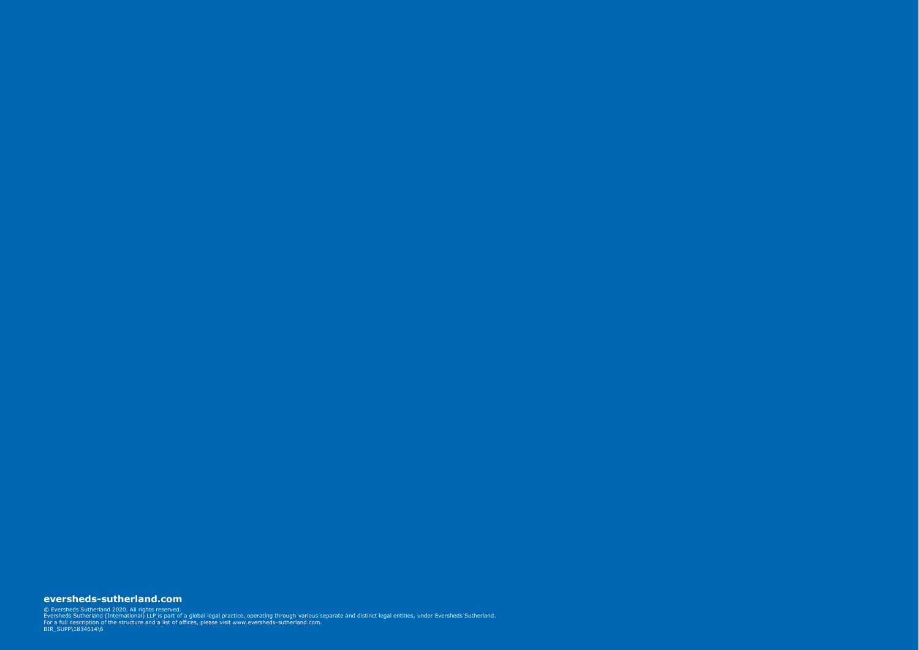**eversheds-sutherland.com**

© Eversheds Sutherland 2020. All rights reserved.
Eversheds Sutherland (International) LLP is part of a global legal practice, operating through various separate and distinct legal entities, under Eversheds Sutherland.
For a full description of the structure and a list of offices, please visit www.eversheds-sutherland.com.
BIR_SUPP\1834614\6